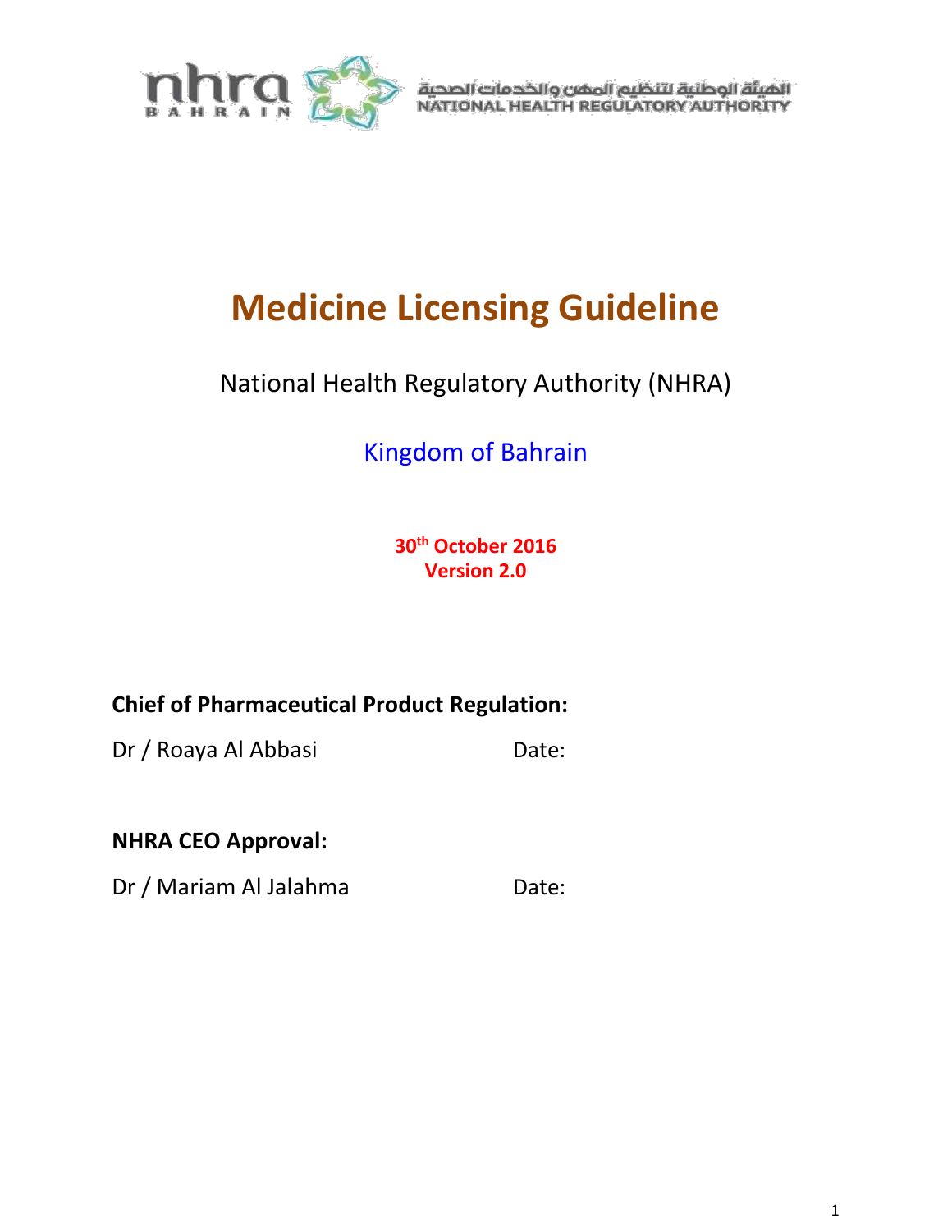# Medicine Licensing Guideline

National Health Regulatory Authority (NHRA)

Kingdom of Bahrain

**30th October 2016**
**Version 2.0**

**Chief of Pharmaceutical Product Regulation:**

Dr / Roaya Al Abbasi                                        Date:

**NHRA CEO Approval:**

Dr / Mariam Al Jalahma                                      Date: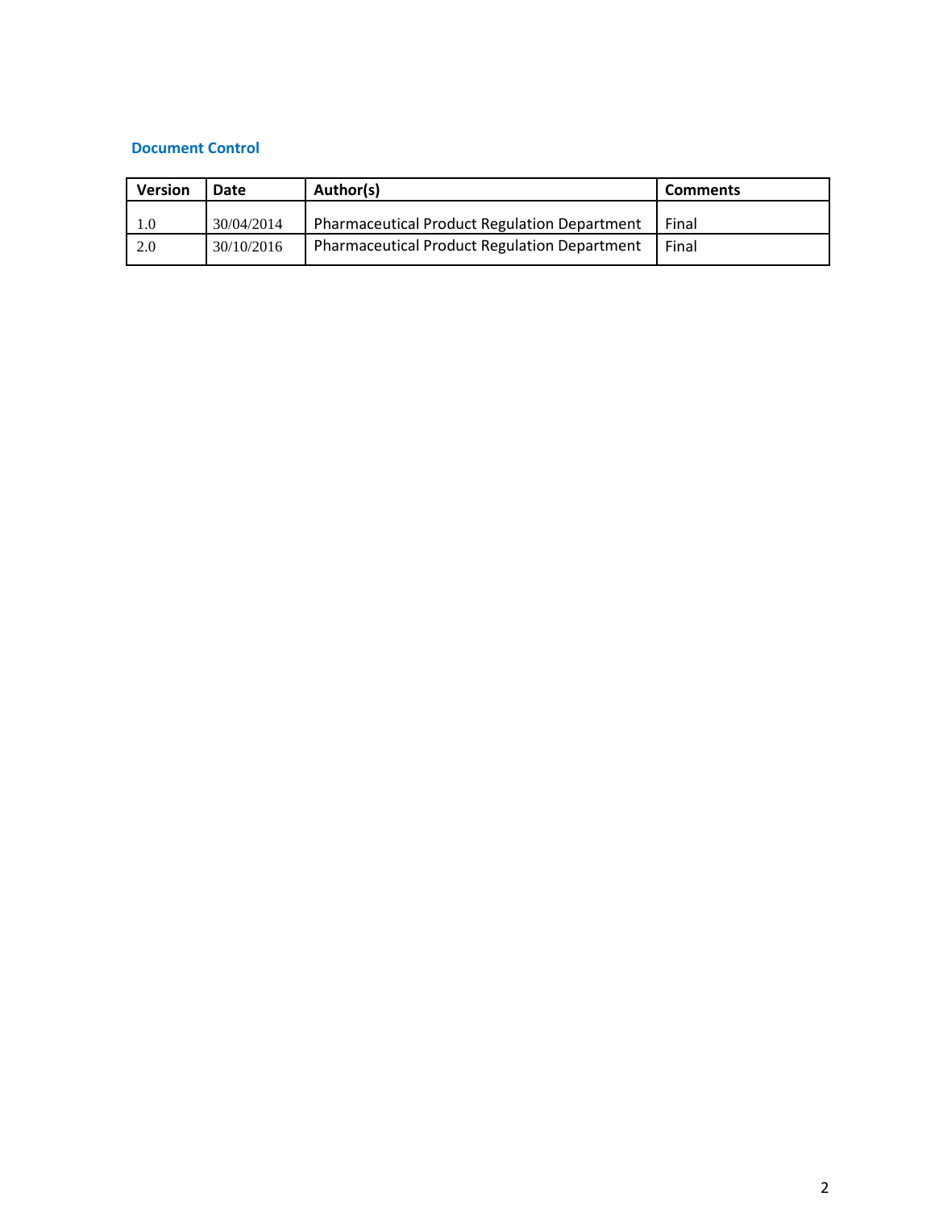## Document Control

| Version | Date | Author(s) | Comments |
|---|---|---|---|
| 1.0 | 30/04/2014 | Pharmaceutical Product Regulation Department | Final |
| 2.0 | 30/10/2016 | Pharmaceutical Product Regulation Department | Final |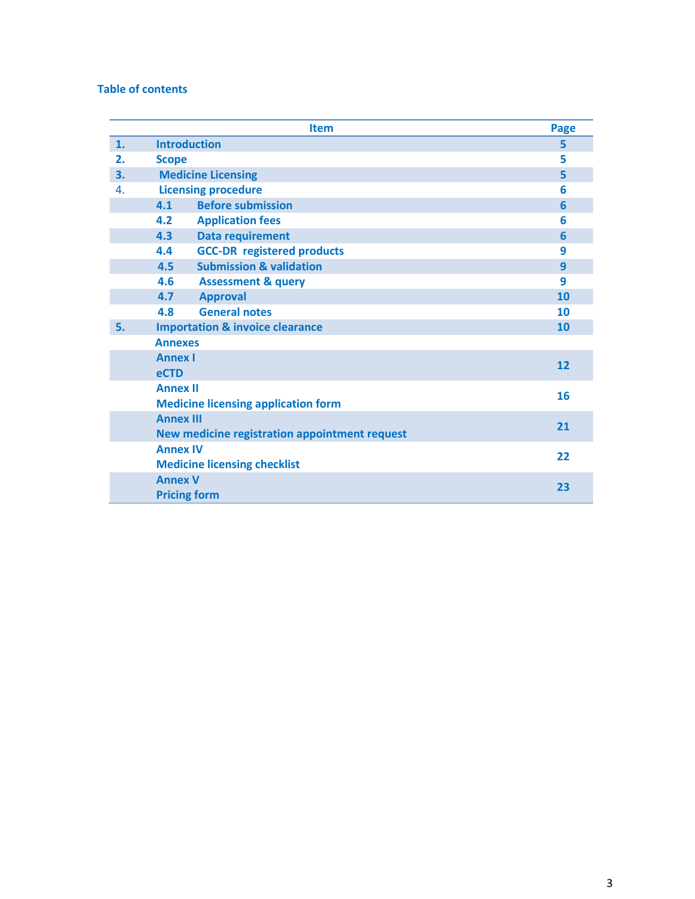# Table of contents

| | Item | Page |
|---|---|---|
| 1. | Introduction | 5 |
| 2. | Scope | 5 |
| 3. | Medicine Licensing | 5 |
| 4. | Licensing procedure | 6 |
| | 4.1 Before submission | 6 |
| | 4.2 Application fees | 6 |
| | 4.3 Data requirement | 6 |
| | 4.4 GCC-DR registered products | 9 |
| | 4.5 Submission & validation | 9 |
| | 4.6 Assessment & query | 9 |
| | 4.7 Approval | 10 |
| | 4.8 General notes | 10 |
| 5. | Importation & invoice clearance | 10 |
| | Annexes | |
| | Annex I<br>eCTD | 12 |
| | Annex II<br>Medicine licensing application form | 16 |
| | Annex III<br>New medicine registration appointment request | 21 |
| | Annex IV<br>Medicine licensing checklist | 22 |
| | Annex V<br>Pricing form | 23 |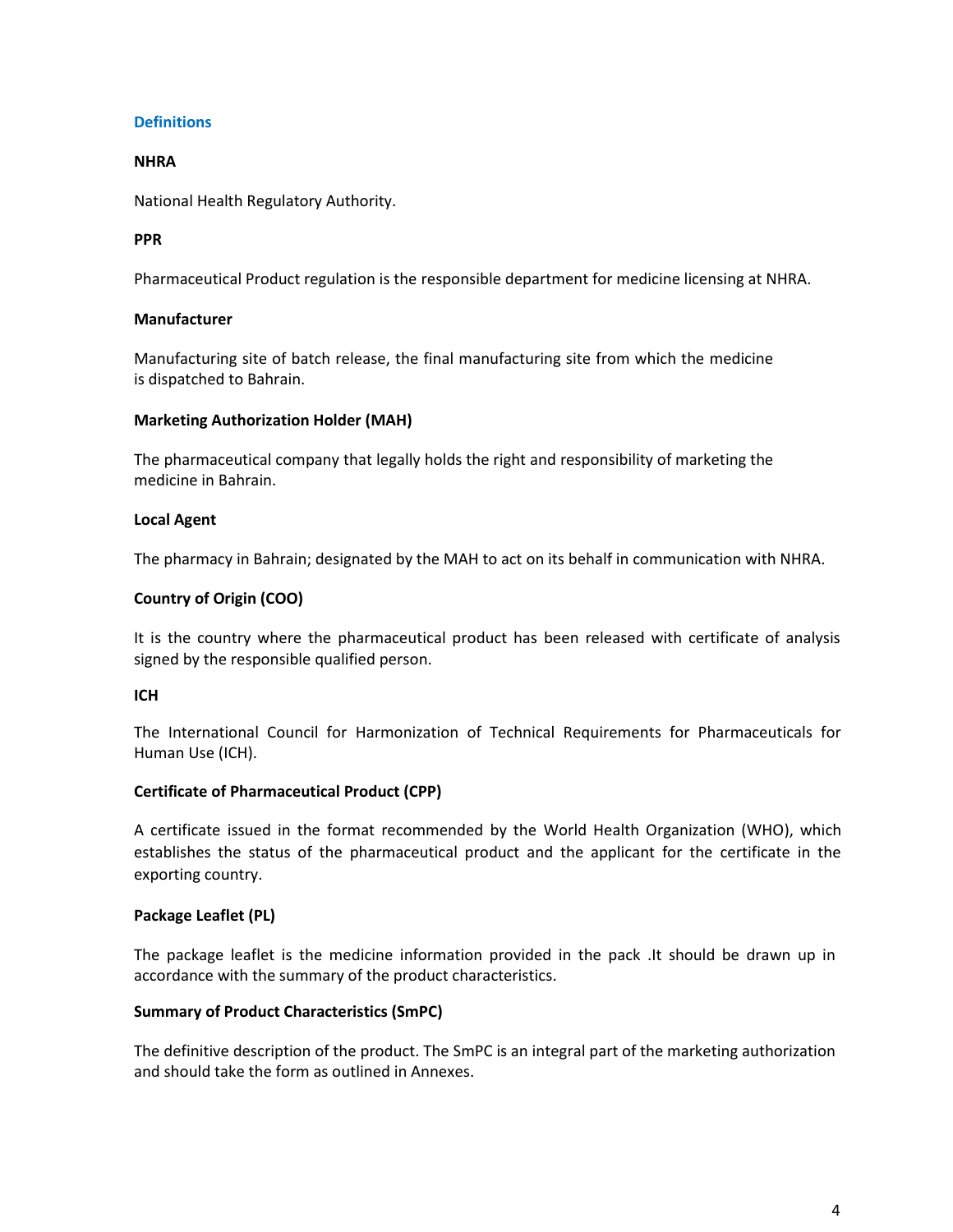## Definitions

**NHRA**

National Health Regulatory Authority.

**PPR**

Pharmaceutical Product regulation is the responsible department for medicine licensing at NHRA.

**Manufacturer**

Manufacturing site of batch release, the final manufacturing site from which the medicine is dispatched to Bahrain.

**Marketing Authorization Holder (MAH)**

The pharmaceutical company that legally holds the right and responsibility of marketing the medicine in Bahrain.

**Local Agent**

The pharmacy in Bahrain; designated by the MAH to act on its behalf in communication with NHRA.

**Country of Origin (COO)**

It is the country where the pharmaceutical product has been released with certificate of analysis signed by the responsible qualified person.

**ICH**

The International Council for Harmonization of Technical Requirements for Pharmaceuticals for Human Use (ICH).

**Certificate of Pharmaceutical Product (CPP)**

A certificate issued in the format recommended by the World Health Organization (WHO), which establishes the status of the pharmaceutical product and the applicant for the certificate in the exporting country.

**Package Leaflet (PL)**

The package leaflet is the medicine information provided in the pack .It should be drawn up in accordance with the summary of the product characteristics.

**Summary of Product Characteristics (SmPC)**

The definitive description of the product. The SmPC is an integral part of the marketing authorization and should take the form as outlined in Annexes.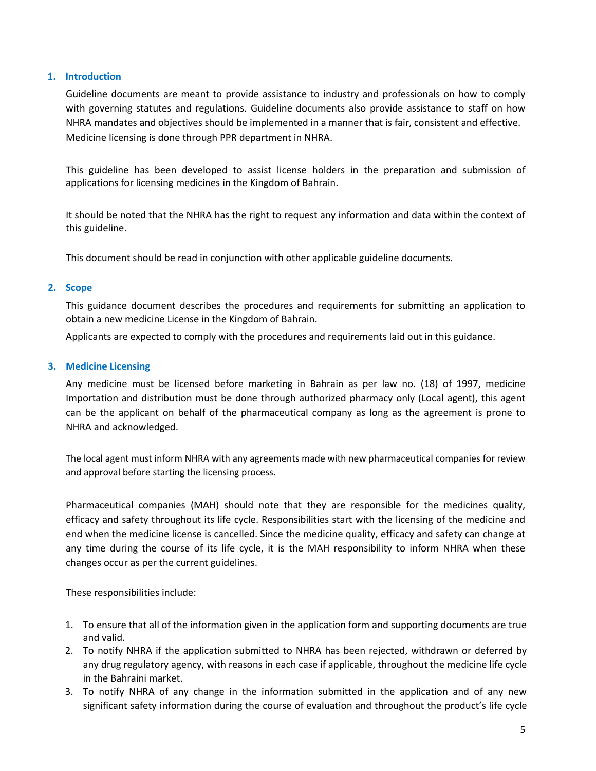## 1. Introduction

Guideline documents are meant to provide assistance to industry and professionals on how to comply with governing statutes and regulations. Guideline documents also provide assistance to staff on how NHRA mandates and objectives should be implemented in a manner that is fair, consistent and effective. Medicine licensing is done through PPR department in NHRA.

This guideline has been developed to assist license holders in the preparation and submission of applications for licensing medicines in the Kingdom of Bahrain.

It should be noted that the NHRA has the right to request any information and data within the context of this guideline.

This document should be read in conjunction with other applicable guideline documents.

## 2. Scope

This guidance document describes the procedures and requirements for submitting an application to obtain a new medicine License in the Kingdom of Bahrain.

Applicants are expected to comply with the procedures and requirements laid out in this guidance.

## 3. Medicine Licensing

Any medicine must be licensed before marketing in Bahrain as per law no. (18) of 1997, medicine Importation and distribution must be done through authorized pharmacy only (Local agent), this agent can be the applicant on behalf of the pharmaceutical company as long as the agreement is prone to NHRA and acknowledged.

The local agent must inform NHRA with any agreements made with new pharmaceutical companies for review and approval before starting the licensing process.

Pharmaceutical companies (MAH) should note that they are responsible for the medicines quality, efficacy and safety throughout its life cycle. Responsibilities start with the licensing of the medicine and end when the medicine license is cancelled. Since the medicine quality, efficacy and safety can change at any time during the course of its life cycle, it is the MAH responsibility to inform NHRA when these changes occur as per the current guidelines.

These responsibilities include:

1. To ensure that all of the information given in the application form and supporting documents are true and valid.
2. To notify NHRA if the application submitted to NHRA has been rejected, withdrawn or deferred by any drug regulatory agency, with reasons in each case if applicable, throughout the medicine life cycle in the Bahraini market.
3. To notify NHRA of any change in the information submitted in the application and of any new significant safety information during the course of evaluation and throughout the product's life cycle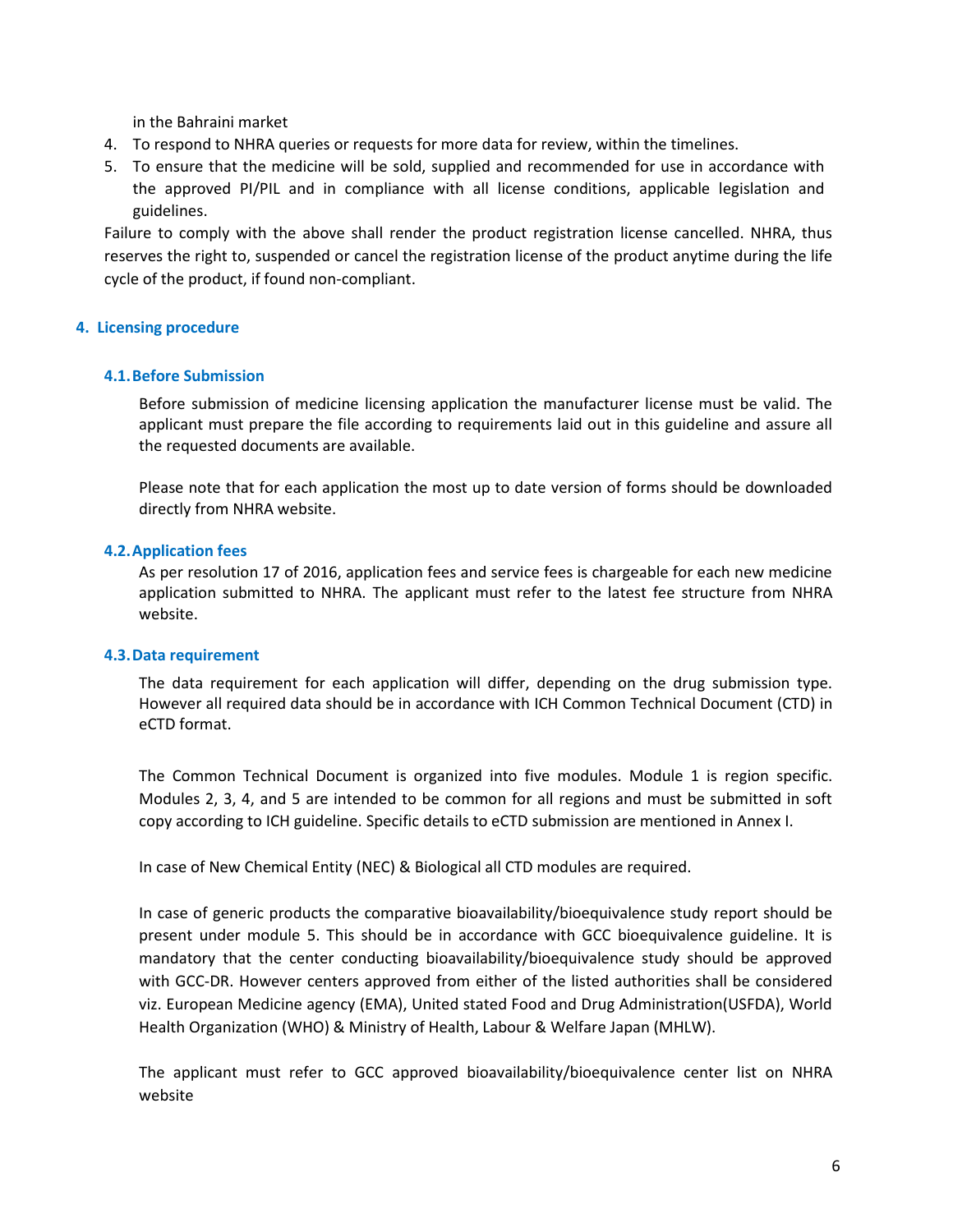in the Bahraini market

4. To respond to NHRA queries or requests for more data for review, within the timelines.
5. To ensure that the medicine will be sold, supplied and recommended for use in accordance with the approved PI/PIL and in compliance with all license conditions, applicable legislation and guidelines.

Failure to comply with the above shall render the product registration license cancelled. NHRA, thus reserves the right to, suspended or cancel the registration license of the product anytime during the life cycle of the product, if found non-compliant.

## 4. Licensing procedure

### 4.1. Before Submission

Before submission of medicine licensing application the manufacturer license must be valid. The applicant must prepare the file according to requirements laid out in this guideline and assure all the requested documents are available.

Please note that for each application the most up to date version of forms should be downloaded directly from NHRA website.

### 4.2. Application fees

As per resolution 17 of 2016, application fees and service fees is chargeable for each new medicine application submitted to NHRA. The applicant must refer to the latest fee structure from NHRA website.

### 4.3. Data requirement

The data requirement for each application will differ, depending on the drug submission type. However all required data should be in accordance with ICH Common Technical Document (CTD) in eCTD format.

The Common Technical Document is organized into five modules. Module 1 is region specific. Modules 2, 3, 4, and 5 are intended to be common for all regions and must be submitted in soft copy according to ICH guideline. Specific details to eCTD submission are mentioned in Annex I.

In case of New Chemical Entity (NEC) & Biological all CTD modules are required.

In case of generic products the comparative bioavailability/bioequivalence study report should be present under module 5. This should be in accordance with GCC bioequivalence guideline. It is mandatory that the center conducting bioavailability/bioequivalence study should be approved with GCC-DR. However centers approved from either of the listed authorities shall be considered viz. European Medicine agency (EMA), United stated Food and Drug Administration(USFDA), World Health Organization (WHO) & Ministry of Health, Labour & Welfare Japan (MHLW).

The applicant must refer to GCC approved bioavailability/bioequivalence center list on NHRA website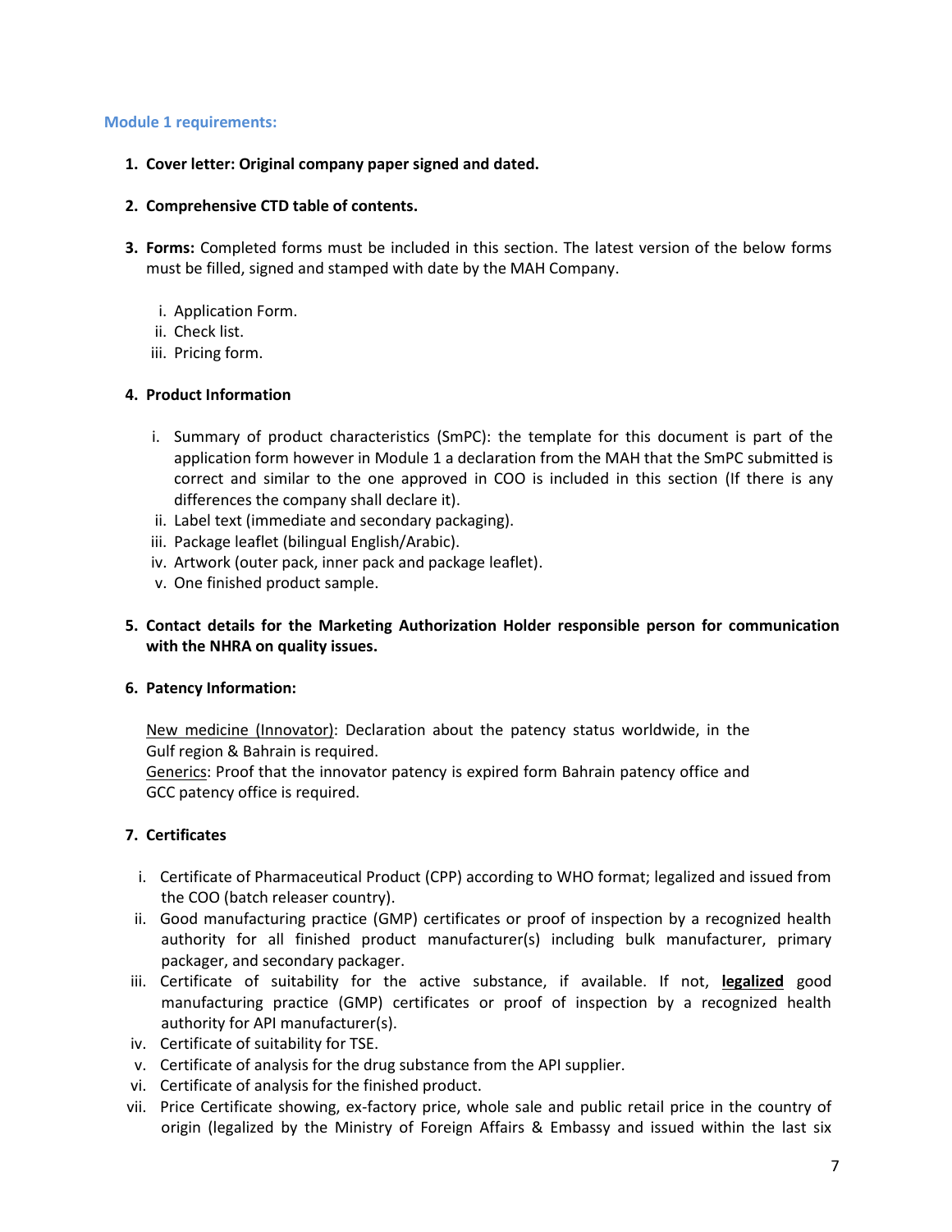## Module 1 requirements:

1. **Cover letter: Original company paper signed and dated.**

2. **Comprehensive CTD table of contents.**

3. **Forms:** Completed forms must be included in this section. The latest version of the below forms must be filled, signed and stamped with date by the MAH Company.

   i. Application Form.
   ii. Check list.
   iii. Pricing form.

4. **Product Information**

   i. Summary of product characteristics (SmPC): the template for this document is part of the application form however in Module 1 a declaration from the MAH that the SmPC submitted is correct and similar to the one approved in COO is included in this section (If there is any differences the company shall declare it).
   ii. Label text (immediate and secondary packaging).
   iii. Package leaflet (bilingual English/Arabic).
   iv. Artwork (outer pack, inner pack and package leaflet).
   v. One finished product sample.

5. **Contact details for the Marketing Authorization Holder responsible person for communication with the NHRA on quality issues.**

6. **Patency Information:**

   New medicine (Innovator): Declaration about the patency status worldwide, in the Gulf region & Bahrain is required.
   Generics: Proof that the innovator patency is expired form Bahrain patency office and GCC patency office is required.

7. **Certificates**

   i. Certificate of Pharmaceutical Product (CPP) according to WHO format; legalized and issued from the COO (batch releaser country).
   ii. Good manufacturing practice (GMP) certificates or proof of inspection by a recognized health authority for all finished product manufacturer(s) including bulk manufacturer, primary packager, and secondary packager.
   iii. Certificate of suitability for the active substance, if available. If not, **legalized** good manufacturing practice (GMP) certificates or proof of inspection by a recognized health authority for API manufacturer(s).
   iv. Certificate of suitability for TSE.
   v. Certificate of analysis for the drug substance from the API supplier.
   vi. Certificate of analysis for the finished product.
   vii. Price Certificate showing, ex-factory price, whole sale and public retail price in the country of origin (legalized by the Ministry of Foreign Affairs & Embassy and issued within the last six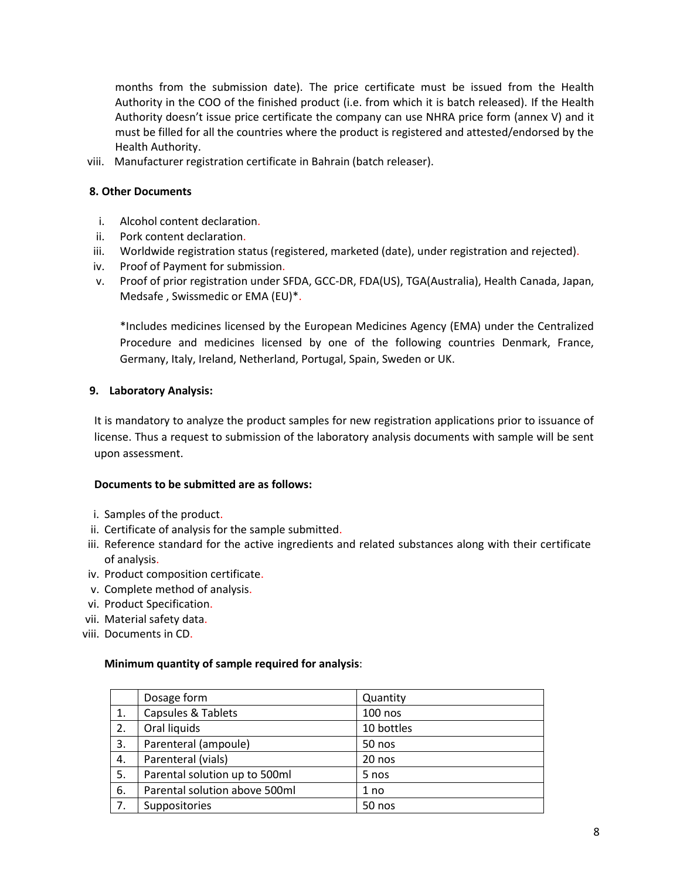months from the submission date). The price certificate must be issued from the Health Authority in the COO of the finished product (i.e. from which it is batch released). If the Health Authority doesn't issue price certificate the company can use NHRA price form (annex V) and it must be filled for all the countries where the product is registered and attested/endorsed by the Health Authority.

viii. Manufacturer registration certificate in Bahrain (batch releaser).

**8. Other Documents**

i. Alcohol content declaration.
ii. Pork content declaration.
iii. Worldwide registration status (registered, marketed (date), under registration and rejected).
iv. Proof of Payment for submission.
v. Proof of prior registration under SFDA, GCC-DR, FDA(US), TGA(Australia), Health Canada, Japan, Medsafe , Swissmedic or EMA (EU)*.

*Includes medicines licensed by the European Medicines Agency (EMA) under the Centralized Procedure and medicines licensed by one of the following countries Denmark, France, Germany, Italy, Ireland, Netherland, Portugal, Spain, Sweden or UK.

**9. Laboratory Analysis:**

It is mandatory to analyze the product samples for new registration applications prior to issuance of license. Thus a request to submission of the laboratory analysis documents with sample will be sent upon assessment.

**Documents to be submitted are as follows:**

i. Samples of the product.
ii. Certificate of analysis for the sample submitted.
iii. Reference standard for the active ingredients and related substances along with their certificate of analysis.
iv. Product composition certificate.
v. Complete method of analysis.
vi. Product Specification.
vii. Material safety data.
viii. Documents in CD.

**Minimum quantity of sample required for analysis**:

| | Dosage form | Quantity |
|---|---|---|
| 1. | Capsules & Tablets | 100 nos |
| 2. | Oral liquids | 10 bottles |
| 3. | Parenteral (ampoule) | 50 nos |
| 4. | Parenteral (vials) | 20 nos |
| 5. | Parental solution up to 500ml | 5 nos |
| 6. | Parental solution above 500ml | 1 no |
| 7. | Suppositories | 50 nos |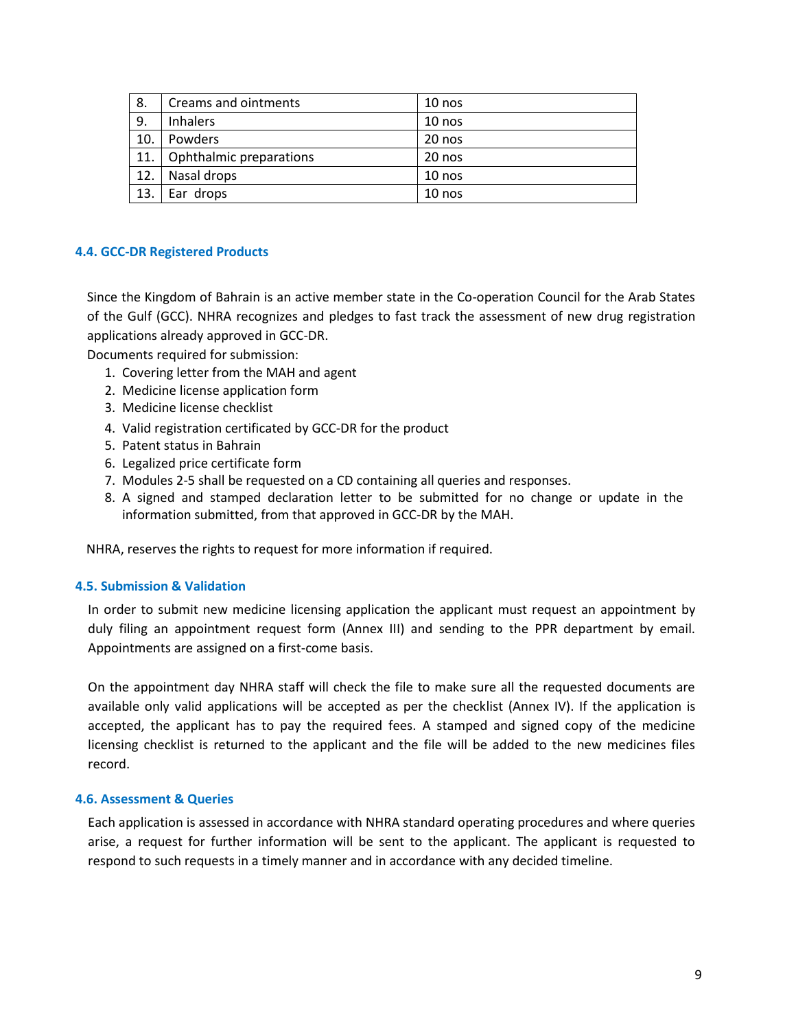| 8. | Creams and ointments | 10 nos |
|---|---|---|
| 9. | Inhalers | 10 nos |
| 10. | Powders | 20 nos |
| 11. | Ophthalmic preparations | 20 nos |
| 12. | Nasal drops | 10 nos |
| 13. | Ear drops | 10 nos |

### 4.4. GCC-DR Registered Products

Since the Kingdom of Bahrain is an active member state in the Co-operation Council for the Arab States of the Gulf (GCC). NHRA recognizes and pledges to fast track the assessment of new drug registration applications already approved in GCC-DR.

Documents required for submission:

1. Covering letter from the MAH and agent
2. Medicine license application form
3. Medicine license checklist
4. Valid registration certificated by GCC-DR for the product
5. Patent status in Bahrain
6. Legalized price certificate form
7. Modules 2-5 shall be requested on a CD containing all queries and responses.
8. A signed and stamped declaration letter to be submitted for no change or update in the information submitted, from that approved in GCC-DR by the MAH.

NHRA, reserves the rights to request for more information if required.

### 4.5. Submission & Validation

In order to submit new medicine licensing application the applicant must request an appointment by duly filing an appointment request form (Annex III) and sending to the PPR department by email. Appointments are assigned on a first-come basis.

On the appointment day NHRA staff will check the file to make sure all the requested documents are available only valid applications will be accepted as per the checklist (Annex IV). If the application is accepted, the applicant has to pay the required fees. A stamped and signed copy of the medicine licensing checklist is returned to the applicant and the file will be added to the new medicines files record.

### 4.6. Assessment & Queries

Each application is assessed in accordance with NHRA standard operating procedures and where queries arise, a request for further information will be sent to the applicant. The applicant is requested to respond to such requests in a timely manner and in accordance with any decided timeline.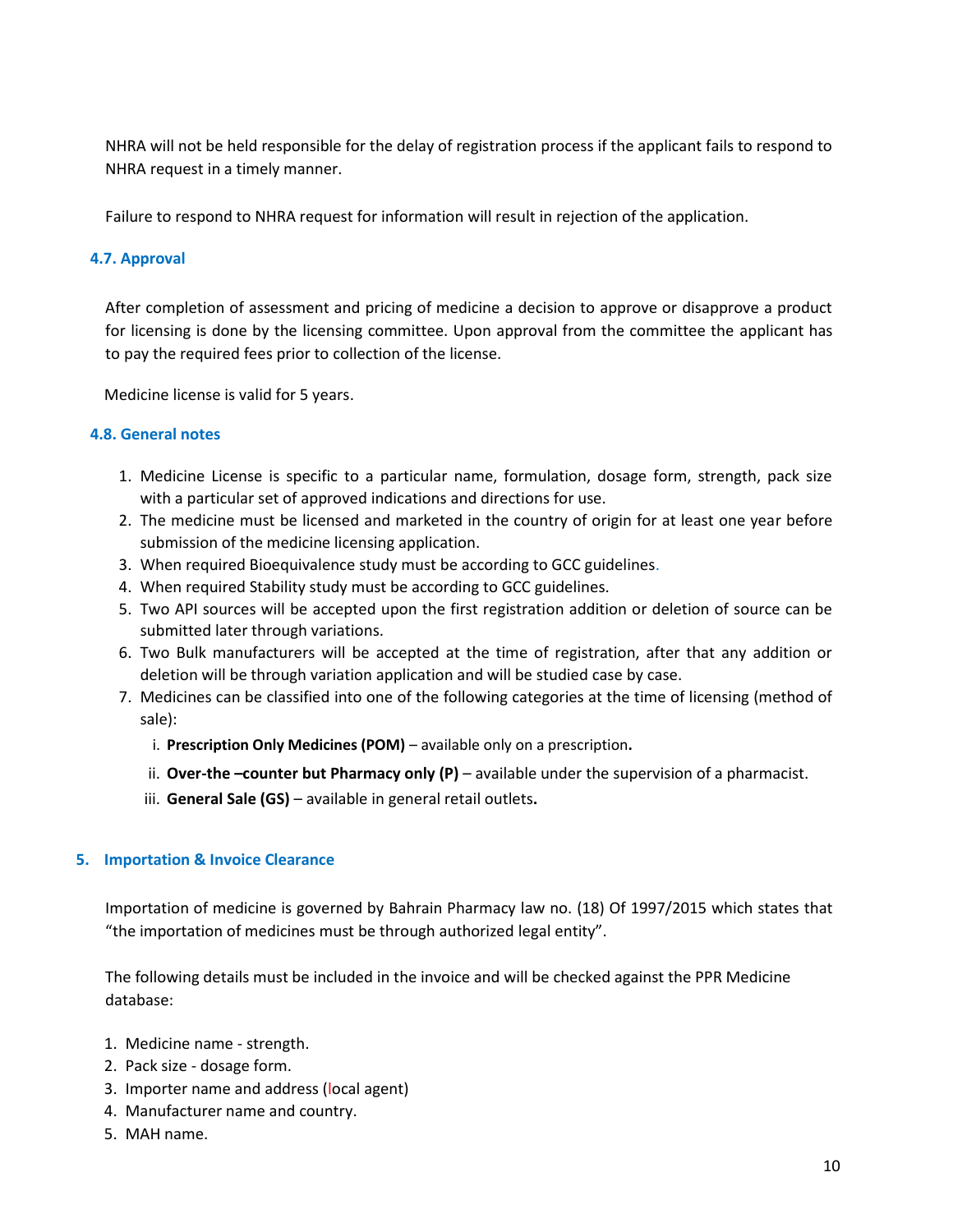NHRA will not be held responsible for the delay of registration process if the applicant fails to respond to NHRA request in a timely manner.

Failure to respond to NHRA request for information will result in rejection of the application.

### 4.7. Approval

After completion of assessment and pricing of medicine a decision to approve or disapprove a product for licensing is done by the licensing committee. Upon approval from the committee the applicant has to pay the required fees prior to collection of the license.

Medicine license is valid for 5 years.

### 4.8. General notes

1. Medicine License is specific to a particular name, formulation, dosage form, strength, pack size with a particular set of approved indications and directions for use.
2. The medicine must be licensed and marketed in the country of origin for at least one year before submission of the medicine licensing application.
3. When required Bioequivalence study must be according to GCC guidelines.
4. When required Stability study must be according to GCC guidelines.
5. Two API sources will be accepted upon the first registration addition or deletion of source can be submitted later through variations.
6. Two Bulk manufacturers will be accepted at the time of registration, after that any addition or deletion will be through variation application and will be studied case by case.
7. Medicines can be classified into one of the following categories at the time of licensing (method of sale):
   i. **Prescription Only Medicines (POM)** – available only on a prescription**.**
   ii. **Over-the –counter but Pharmacy only (P)** – available under the supervision of a pharmacist.
   iii. **General Sale (GS)** – available in general retail outlets**.**

## 5. Importation & Invoice Clearance

Importation of medicine is governed by Bahrain Pharmacy law no. (18) Of 1997/2015 which states that "the importation of medicines must be through authorized legal entity".

The following details must be included in the invoice and will be checked against the PPR Medicine database:

1. Medicine name - strength.
2. Pack size - dosage form.
3. Importer name and address (local agent)
4. Manufacturer name and country.
5. MAH name.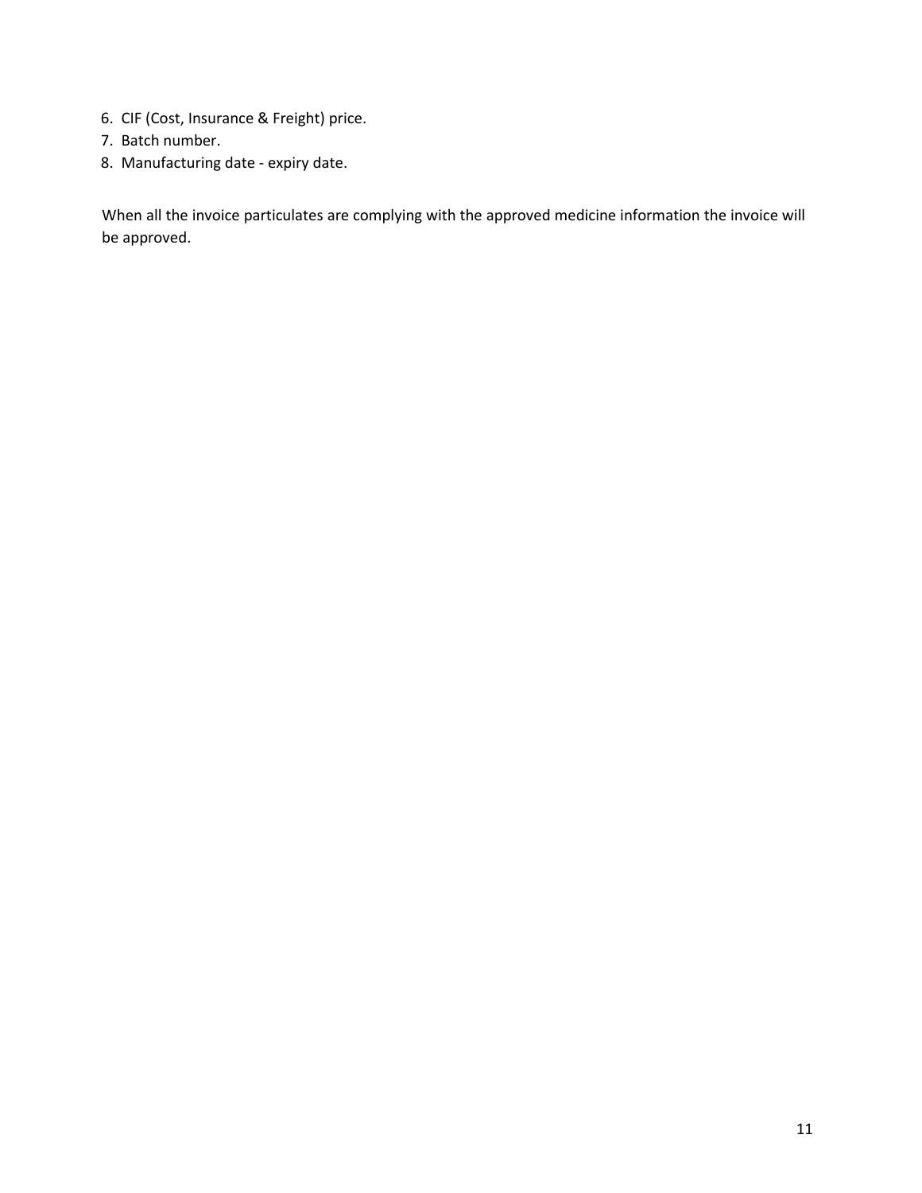6. CIF (Cost, Insurance & Freight) price.
7. Batch number.
8. Manufacturing date - expiry date.

When all the invoice particulates are complying with the approved medicine information the invoice will be approved.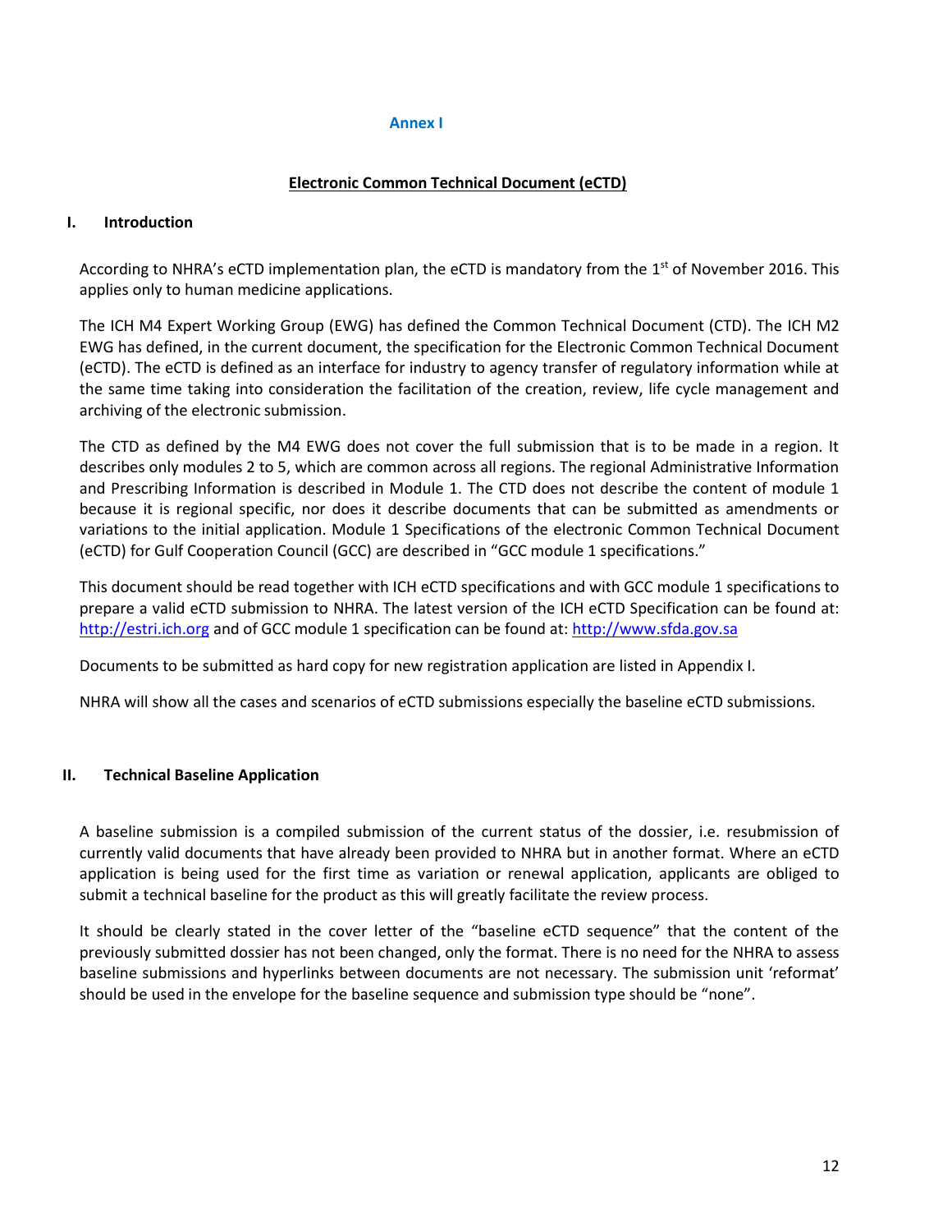## Annex I

### Electronic Common Technical Document (eCTD)

#### I. Introduction

According to NHRA's eCTD implementation plan, the eCTD is mandatory from the 1st of November 2016. This applies only to human medicine applications.

The ICH M4 Expert Working Group (EWG) has defined the Common Technical Document (CTD). The ICH M2 EWG has defined, in the current document, the specification for the Electronic Common Technical Document (eCTD). The eCTD is defined as an interface for industry to agency transfer of regulatory information while at the same time taking into consideration the facilitation of the creation, review, life cycle management and archiving of the electronic submission.

The CTD as defined by the M4 EWG does not cover the full submission that is to be made in a region. It describes only modules 2 to 5, which are common across all regions. The regional Administrative Information and Prescribing Information is described in Module 1. The CTD does not describe the content of module 1 because it is regional specific, nor does it describe documents that can be submitted as amendments or variations to the initial application. Module 1 Specifications of the electronic Common Technical Document (eCTD) for Gulf Cooperation Council (GCC) are described in "GCC module 1 specifications."

This document should be read together with ICH eCTD specifications and with GCC module 1 specifications to prepare a valid eCTD submission to NHRA. The latest version of the ICH eCTD Specification can be found at: http://estri.ich.org and of GCC module 1 specification can be found at: http://www.sfda.gov.sa

Documents to be submitted as hard copy for new registration application are listed in Appendix I.

NHRA will show all the cases and scenarios of eCTD submissions especially the baseline eCTD submissions.

#### II. Technical Baseline Application

A baseline submission is a compiled submission of the current status of the dossier, i.e. resubmission of currently valid documents that have already been provided to NHRA but in another format. Where an eCTD application is being used for the first time as variation or renewal application, applicants are obliged to submit a technical baseline for the product as this will greatly facilitate the review process.

It should be clearly stated in the cover letter of the "baseline eCTD sequence" that the content of the previously submitted dossier has not been changed, only the format. There is no need for the NHRA to assess baseline submissions and hyperlinks between documents are not necessary. The submission unit 'reformat' should be used in the envelope for the baseline sequence and submission type should be "none".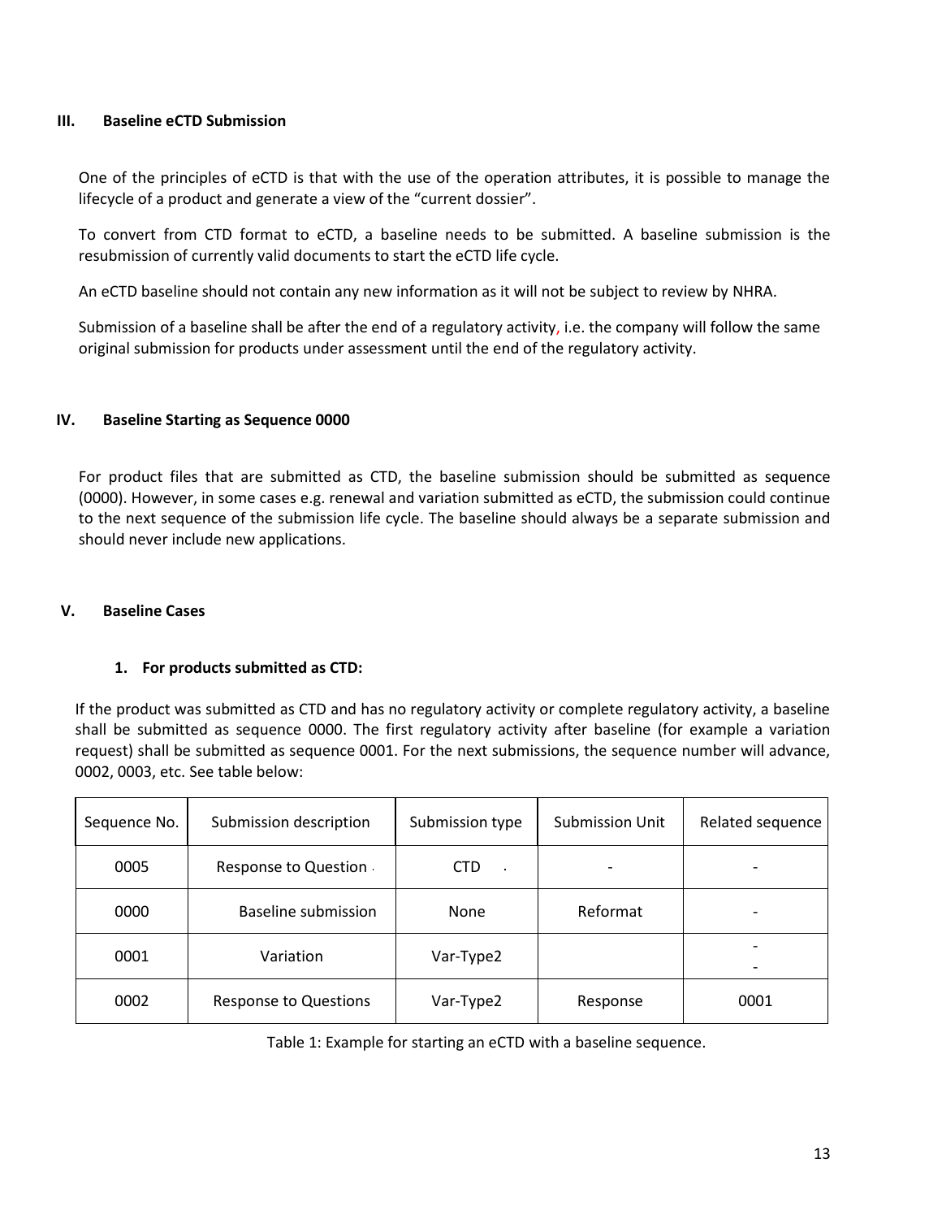## III. Baseline eCTD Submission

One of the principles of eCTD is that with the use of the operation attributes, it is possible to manage the lifecycle of a product and generate a view of the "current dossier".

To convert from CTD format to eCTD, a baseline needs to be submitted. A baseline submission is the resubmission of currently valid documents to start the eCTD life cycle.

An eCTD baseline should not contain any new information as it will not be subject to review by NHRA.

Submission of a baseline shall be after the end of a regulatory activity, i.e. the company will follow the same original submission for products under assessment until the end of the regulatory activity.

## IV. Baseline Starting as Sequence 0000

For product files that are submitted as CTD, the baseline submission should be submitted as sequence (0000). However, in some cases e.g. renewal and variation submitted as eCTD, the submission could continue to the next sequence of the submission life cycle. The baseline should always be a separate submission and should never include new applications.

## V. Baseline Cases

### 1. For products submitted as CTD:

If the product was submitted as CTD and has no regulatory activity or complete regulatory activity, a baseline shall be submitted as sequence 0000. The first regulatory activity after baseline (for example a variation request) shall be submitted as sequence 0001. For the next submissions, the sequence number will advance, 0002, 0003, etc. See table below:

| Sequence No. | Submission description | Submission type | Submission Unit | Related sequence |
|---|---|---|---|---|
| 0005 | Response to Question | CTD | - | - |
| 0000 | Baseline submission | None | Reformat | - |
| 0001 | Variation | Var-Type2 | | - |
| 0002 | Response to Questions | Var-Type2 | Response | 0001 |

Table 1: Example for starting an eCTD with a baseline sequence.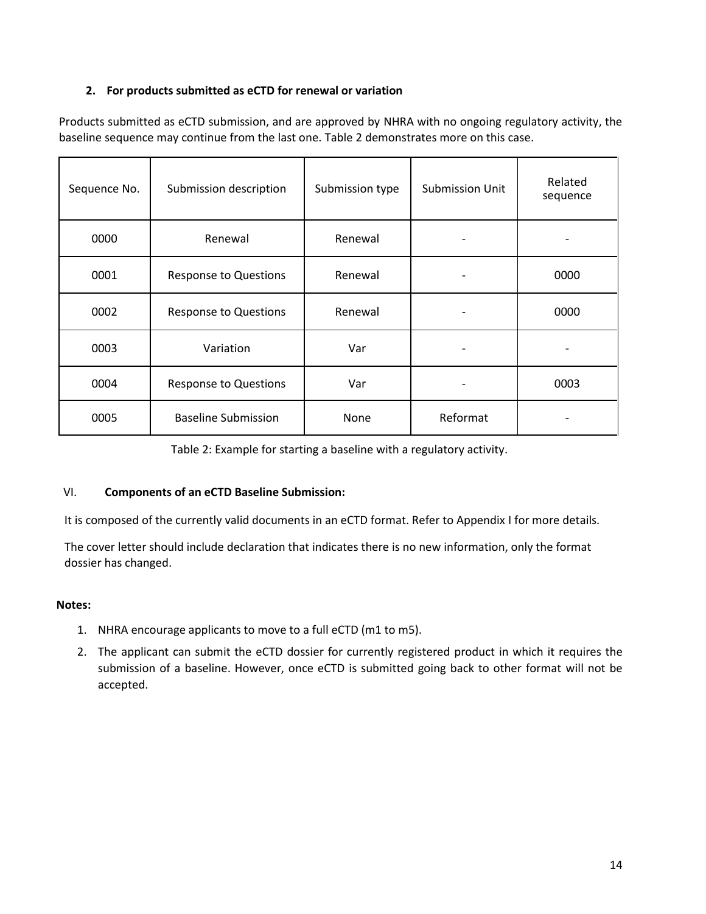### 2. For products submitted as eCTD for renewal or variation

Products submitted as eCTD submission, and are approved by NHRA with no ongoing regulatory activity, the baseline sequence may continue from the last one. Table 2 demonstrates more on this case.

| Sequence No. | Submission description | Submission type | Submission Unit | Related sequence |
|---|---|---|---|---|
| 0000 | Renewal | Renewal | - | - |
| 0001 | Response to Questions | Renewal | - | 0000 |
| 0002 | Response to Questions | Renewal | - | 0000 |
| 0003 | Variation | Var | - | - |
| 0004 | Response to Questions | Var | - | 0003 |
| 0005 | Baseline Submission | None | Reformat | - |

Table 2: Example for starting a baseline with a regulatory activity.

## VI. Components of an eCTD Baseline Submission:

It is composed of the currently valid documents in an eCTD format. Refer to Appendix I for more details.

The cover letter should include declaration that indicates there is no new information, only the format dossier has changed.

**Notes:**

1. NHRA encourage applicants to move to a full eCTD (m1 to m5).
2. The applicant can submit the eCTD dossier for currently registered product in which it requires the submission of a baseline. However, once eCTD is submitted going back to other format will not be accepted.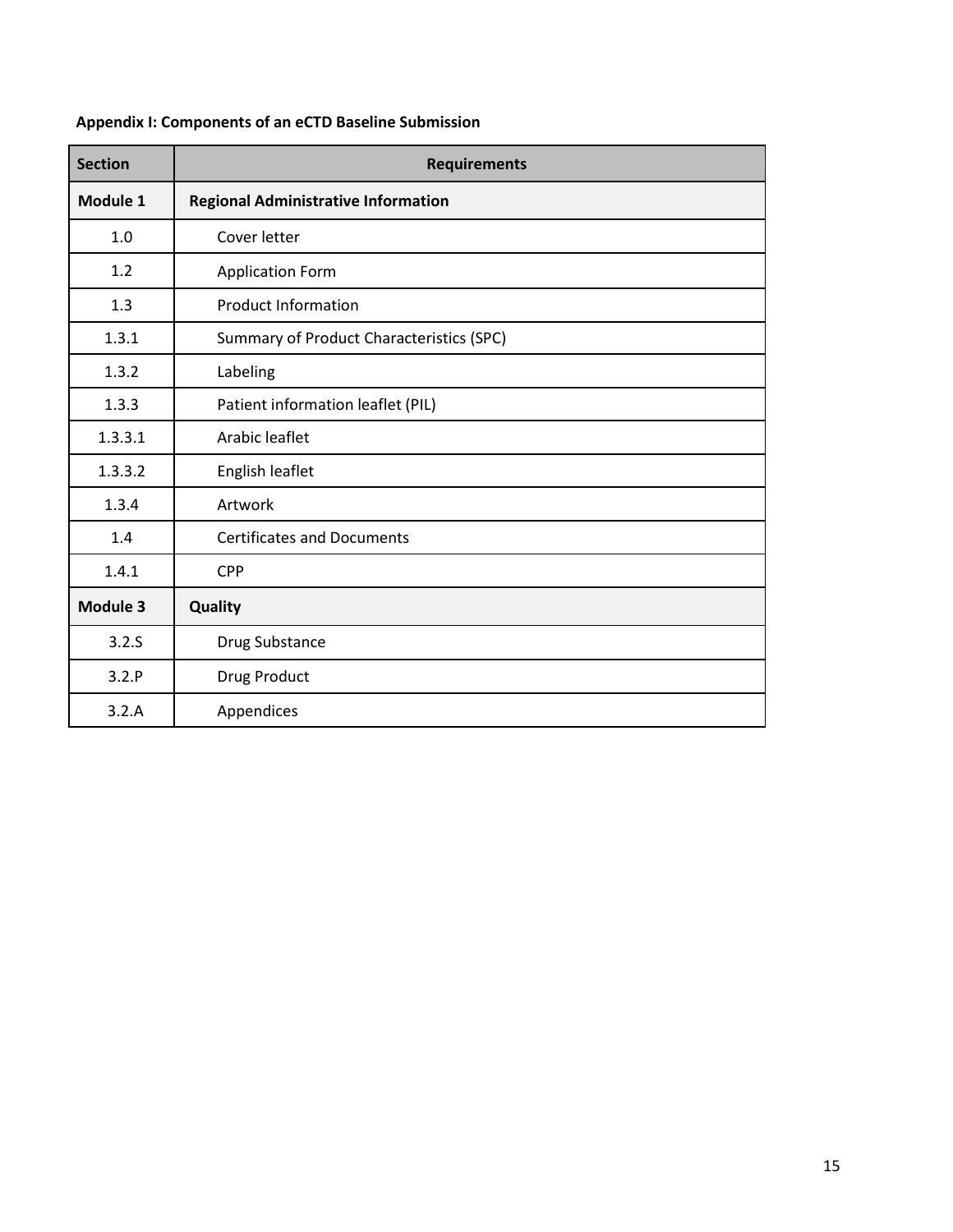**Appendix I: Components of an eCTD Baseline Submission**

| Section | Requirements |
|---|---|
| **Module 1** | **Regional Administrative Information** |
| 1.0 | Cover letter |
| 1.2 | Application Form |
| 1.3 | Product Information |
| 1.3.1 | Summary of Product Characteristics (SPC) |
| 1.3.2 | Labeling |
| 1.3.3 | Patient information leaflet (PIL) |
| 1.3.3.1 | Arabic leaflet |
| 1.3.3.2 | English leaflet |
| 1.3.4 | Artwork |
| 1.4 | Certificates and Documents |
| 1.4.1 | CPP |
| **Module 3** | **Quality** |
| 3.2.S | Drug Substance |
| 3.2.P | Drug Product |
| 3.2.A | Appendices |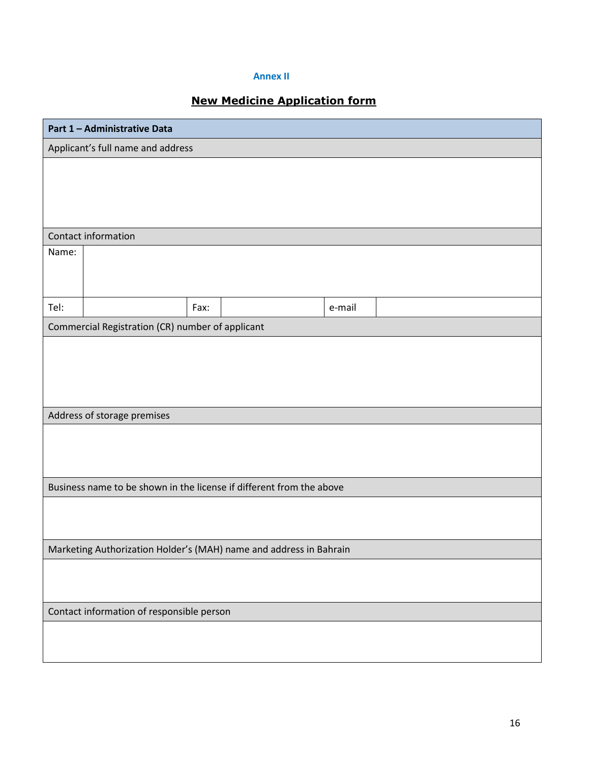Annex II

## New Medicine Application form

| Part 1 – Administrative Data | | | | | |
|---|---|---|---|---|---|
| Applicant's full name and address | | | | | |
| | | | | | |
| Contact information | | | | | |
| Name: | | | | | |
| Tel: | | Fax: | | e-mail | |
| Commercial Registration (CR) number of applicant | | | | | |
| | | | | | |
| Address of storage premises | | | | | |
| | | | | | |
| Business name to be shown in the license if different from the above | | | | | |
| | | | | | |
| Marketing Authorization Holder's (MAH) name and address in Bahrain | | | | | |
| | | | | | |
| Contact information of responsible person | | | | | |
| | | | | | |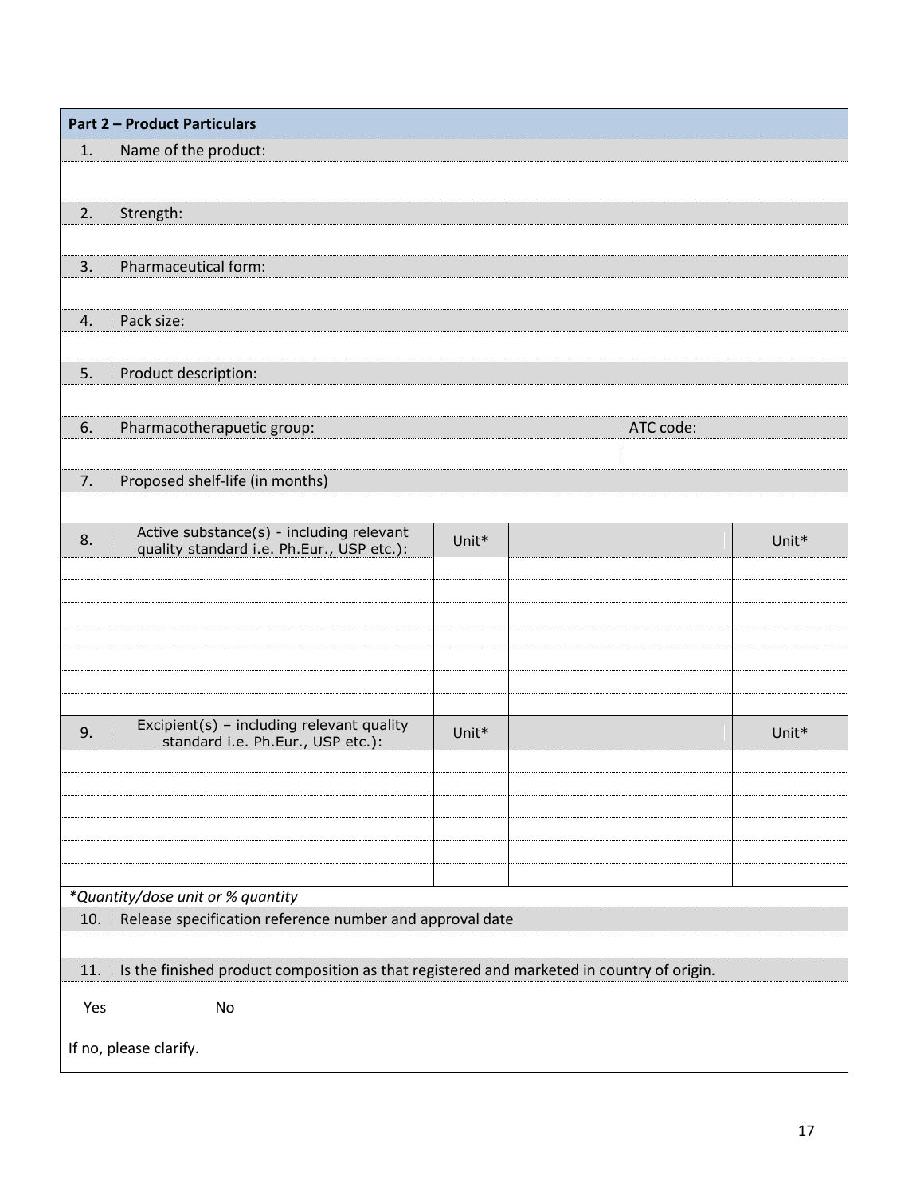| Part 2 – Product Particulars | | | |
|---|---|---|---|
| 1. | Name of the product: | | |
| | | | |
| 2. | Strength: | | |
| | | | |
| 3. | Pharmaceutical form: | | |
| | | | |
| 4. | Pack size: | | |
| | | | |
| 5. | Product description: | | |
| | | | |
| 6. | Pharmacotherapuetic group: | ATC code: | |
| | | | |
| 7. | Proposed shelf-life (in months) | | |
| | | | |

| 8. Active substance(s) - including relevant quality standard i.e. Ph.Eur., USP etc.): | Unit* | | Unit* |
|---|---|---|---|
| | | | |
| | | | |
| | | | |
| | | | |
| | | | |
| | | | |
| | | | |

| 9. Excipient(s) – including relevant quality standard i.e. Ph.Eur., USP etc.): | Unit* | | Unit* |
|---|---|---|---|
| | | | |
| | | | |
| | | | |
| | | | |
| | | | |
| | | | |

*Quantity/dose unit or % quantity*

| 10. | Release specification reference number and approval date |
|---|---|
| | |
| 11. | Is the finished product composition as that registered and marketed in country of origin. |

Yes No

If no, please clarify.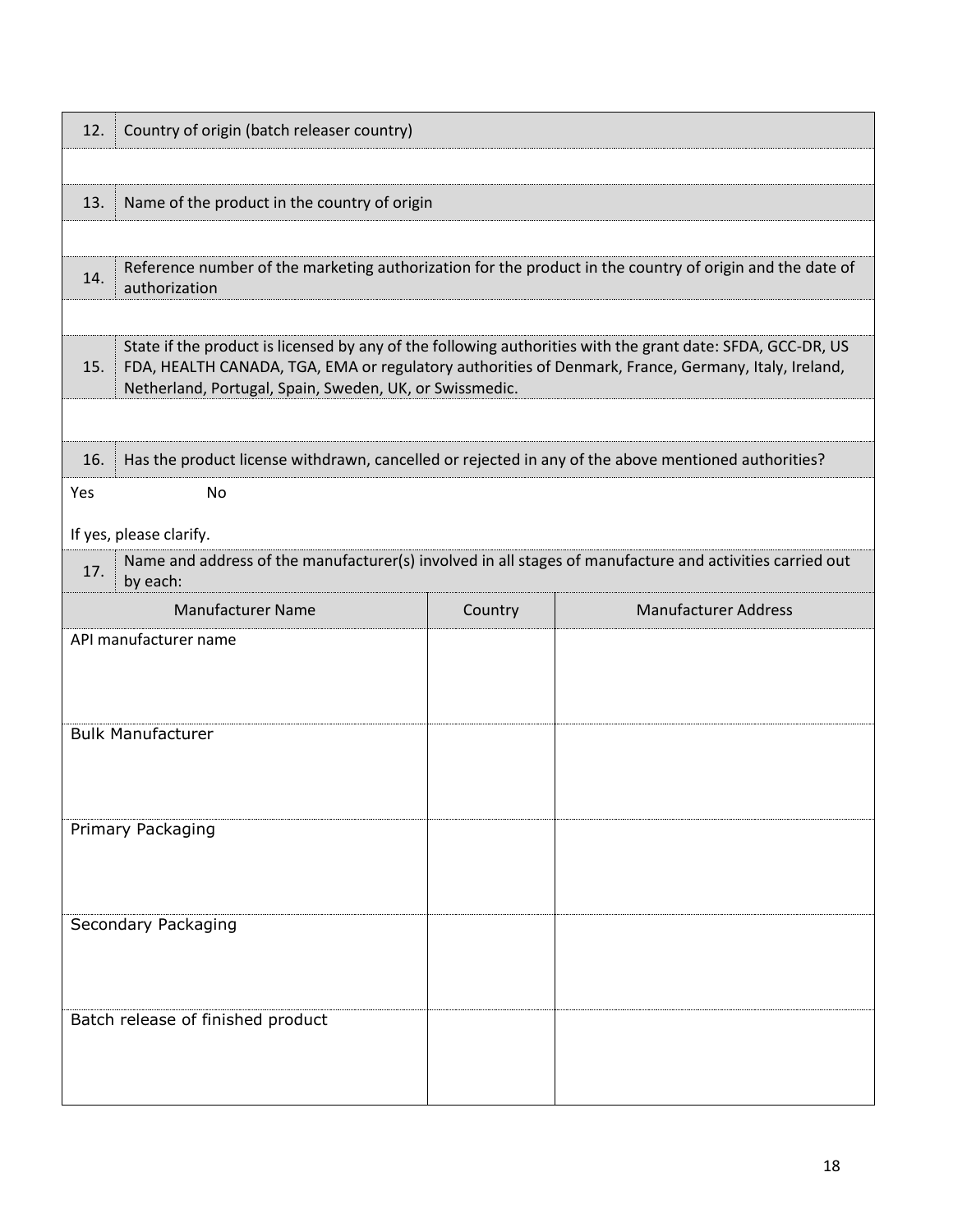| 12. | Country of origin (batch releaser country) |
|---|---|
| | |
| 13. | Name of the product in the country of origin |
| | |
| 14. | Reference number of the marketing authorization for the product in the country of origin and the date of authorization |
| | |
| 15. | State if the product is licensed by any of the following authorities with the grant date: SFDA, GCC-DR, US FDA, HEALTH CANADA, TGA, EMA or regulatory authorities of Denmark, France, Germany, Italy, Ireland, Netherland, Portugal, Spain, Sweden, UK, or Swissmedic. |
| | |
| 16. | Has the product license withdrawn, cancelled or rejected in any of the above mentioned authorities? |

Yes No

If yes, please clarify.

| 17. | Name and address of the manufacturer(s) involved in all stages of manufacture and activities carried out by each: |
|---|---|

| Manufacturer Name | Country | Manufacturer Address |
|---|---|---|
| API manufacturer name | | |
| Bulk Manufacturer | | |
| Primary Packaging | | |
| Secondary Packaging | | |
| Batch release of finished product | | |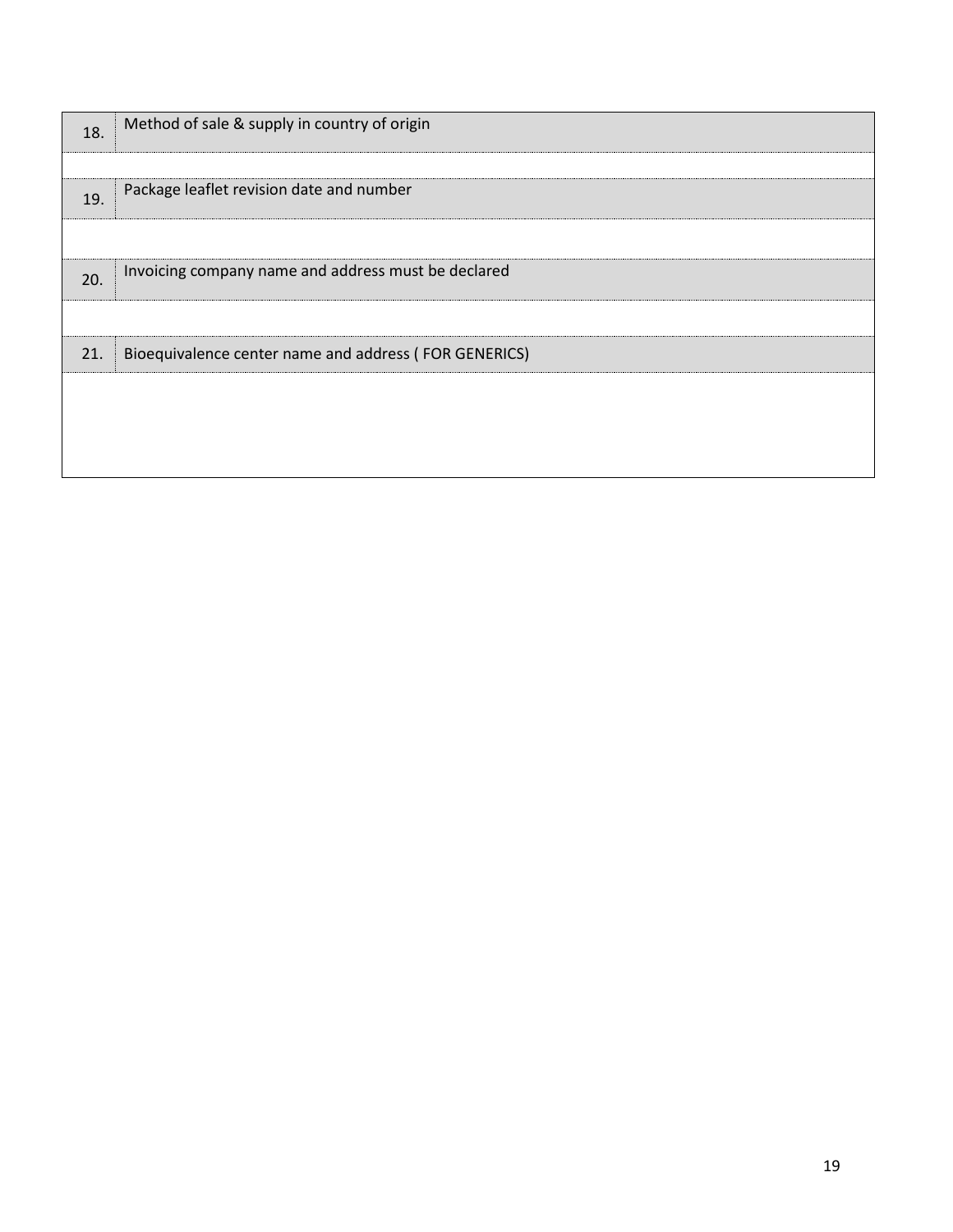| | |
|---|---|
| 18. | Method of sale & supply in country of origin |
| | |
| 19. | Package leaflet revision date and number |
| | |
| 20. | Invoicing company name and address must be declared |
| | |
| 21. | Bioequivalence center name and address ( FOR GENERICS) |
| | |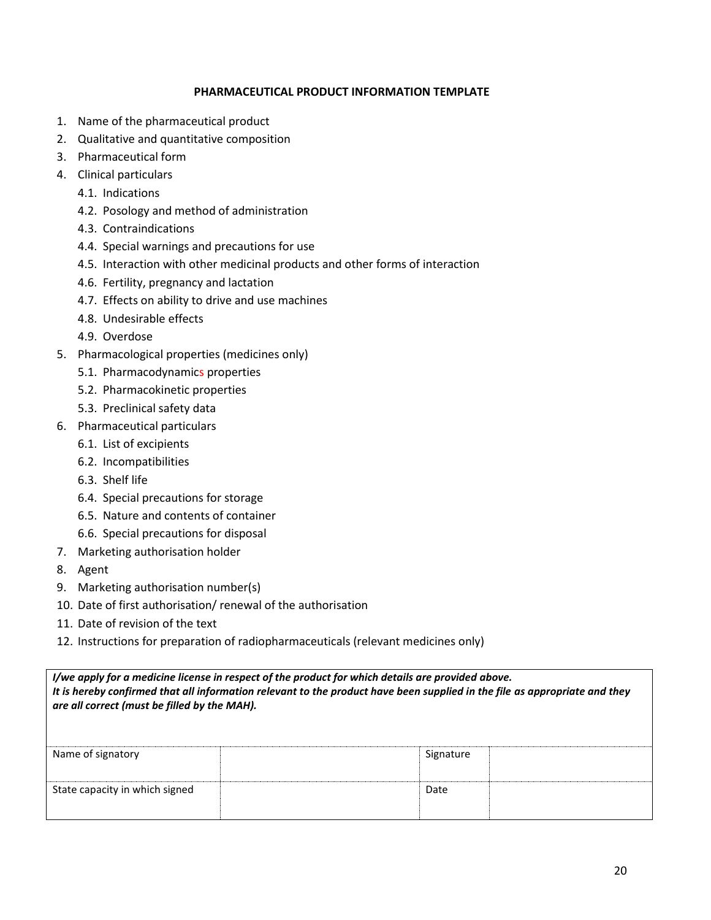**PHARMACEUTICAL PRODUCT INFORMATION TEMPLATE**

1. Name of the pharmaceutical product
2. Qualitative and quantitative composition
3. Pharmaceutical form
4. Clinical particulars
   - 4.1. Indications
   - 4.2. Posology and method of administration
   - 4.3. Contraindications
   - 4.4. Special warnings and precautions for use
   - 4.5. Interaction with other medicinal products and other forms of interaction
   - 4.6. Fertility, pregnancy and lactation
   - 4.7. Effects on ability to drive and use machines
   - 4.8. Undesirable effects
   - 4.9. Overdose
5. Pharmacological properties (medicines only)
   - 5.1. Pharmacodynamics properties
   - 5.2. Pharmacokinetic properties
   - 5.3. Preclinical safety data
6. Pharmaceutical particulars
   - 6.1. List of excipients
   - 6.2. Incompatibilities
   - 6.3. Shelf life
   - 6.4. Special precautions for storage
   - 6.5. Nature and contents of container
   - 6.6. Special precautions for disposal
7. Marketing authorisation holder
8. Agent
9. Marketing authorisation number(s)
10. Date of first authorisation/ renewal of the authorisation
11. Date of revision of the text
12. Instructions for preparation of radiopharmaceuticals (relevant medicines only)

***I/we apply for a medicine license in respect of the product for which details are provided above.***
***It is hereby confirmed that all information relevant to the product have been supplied in the file as appropriate and they are all correct (must be filled by the MAH).***

| Name of signatory | | Signature | |
|---|---|---|---|
| State capacity in which signed | | Date | |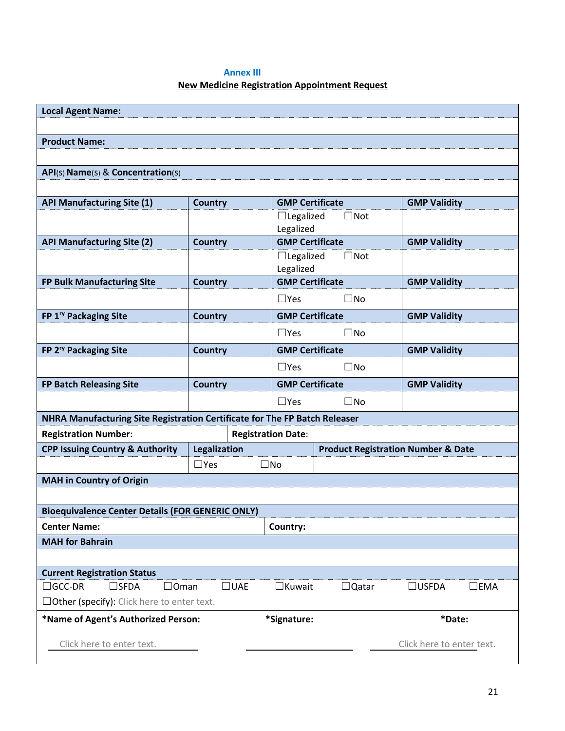**Annex III**

**New Medicine Registration Appointment Request**

| **Local Agent Name:** | | | |
|---|---|---|---|
| | | | |
| **Product Name:** | | | |
| | | | |
| **API**(S) **Name**(S) & **Concentration**(S) | | | |
| | | | |
| **API Manufacturing Site (1)** | **Country** | **GMP Certificate** | **GMP Validity** |
| | | ☐Legalized ☐Not Legalized | |
| **API Manufacturing Site (2)** | **Country** | **GMP Certificate** | **GMP Validity** |
| | | ☐Legalized ☐Not Legalized | |
| **FP Bulk Manufacturing Site** | **Country** | **GMP Certificate** | **GMP Validity** |
| | | ☐Yes ☐No | |
| **FP 1**ry **Packaging Site** | **Country** | **GMP Certificate** | **GMP Validity** |
| | | ☐Yes ☐No | |
| **FP 2**ry **Packaging Site** | **Country** | **GMP Certificate** | **GMP Validity** |
| | | ☐Yes ☐No | |
| **FP Batch Releasing Site** | **Country** | **GMP Certificate** | **GMP Validity** |
| | | ☐Yes ☐No | |
| **NHRA Manufacturing Site Registration Certificate for The FP Batch Releaser** | | | |
| **Registration Number**: | **Registration Date**: | | |
| **CPP Issuing Country & Authority** | **Legalization** | **Product Registration Number & Date** | |
| | ☐Yes ☐No | | |
| **MAH in Country of Origin** | | | |
| | | | |
| **Bioequivalence Center Details (FOR GENERIC ONLY)** | | | |
| **Center Name:** | **Country:** | | |
| **MAH for Bahrain** | | | |
| | | | |
| **Current Registration Status** | | | |
| ☐GCC-DR ☐SFDA ☐Oman ☐UAE ☐Kuwait ☐Qatar ☐USFDA ☐EMA<br>☐Other (specify): Click here to enter text. | | | |
| **\*Name of Agent's Authorized Person:**<br>Click here to enter text. | **\*Signature:** | **\*Date:**<br>Click here to enter text. | |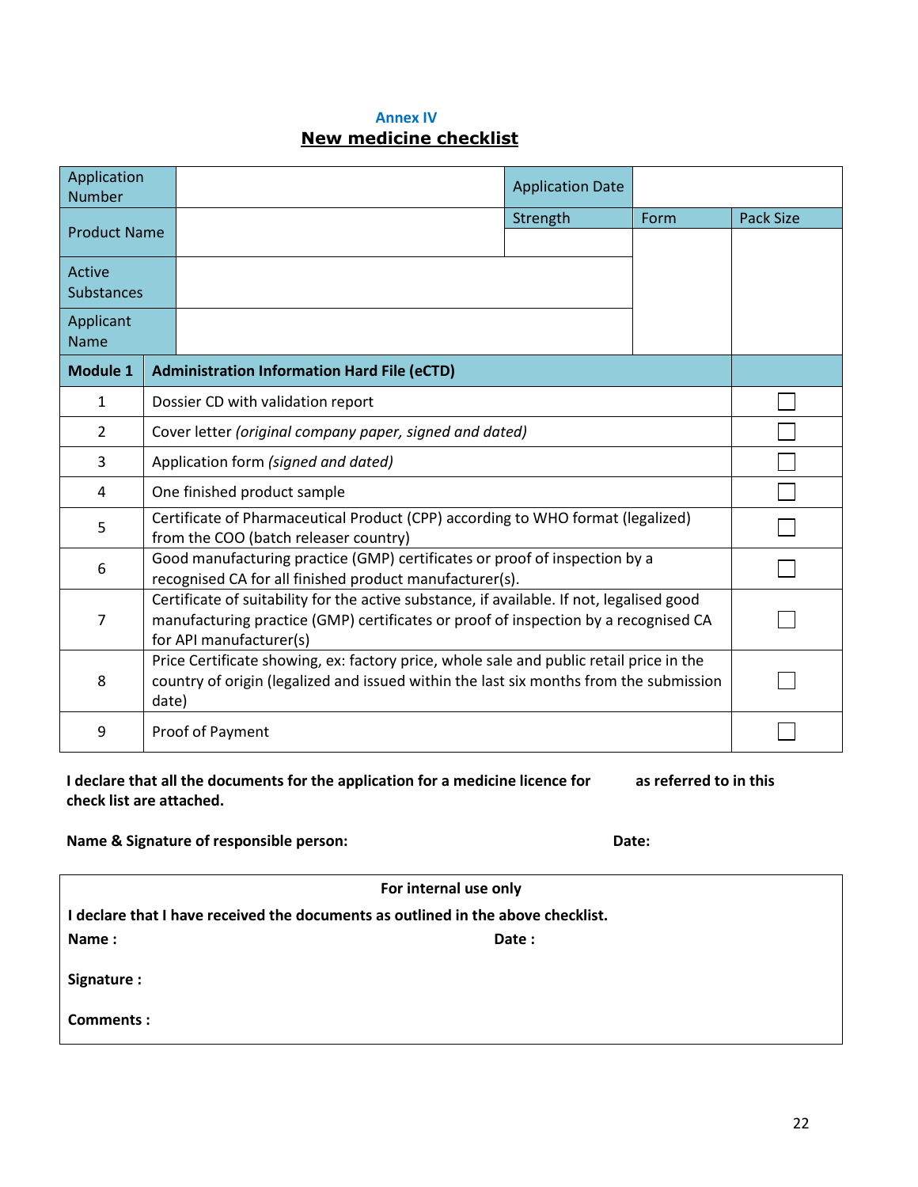**Annex IV**

## New medicine checklist

| Application Number | | Application Date | | |
|---|---|---|---|---|
| Product Name | | Strength | Form | Pack Size |
| Active Substances | | | | |
| Applicant Name | | | | |

| Module 1 | Administration Information Hard File (eCTD) | |
|---|---|---|
| 1 | Dossier CD with validation report | ☐ |
| 2 | Cover letter *(original company paper, signed and dated)* | ☐ |
| 3 | Application form *(signed and dated)* | ☐ |
| 4 | One finished product sample | ☐ |
| 5 | Certificate of Pharmaceutical Product (CPP) according to WHO format (legalized) from the COO (batch releaser country) | ☐ |
| 6 | Good manufacturing practice (GMP) certificates or proof of inspection by a recognised CA for all finished product manufacturer(s). | ☐ |
| 7 | Certificate of suitability for the active substance, if available. If not, legalised good manufacturing practice (GMP) certificates or proof of inspection by a recognised CA for API manufacturer(s) | ☐ |
| 8 | Price Certificate showing, ex: factory price, whole sale and public retail price in the country of origin (legalized and issued within the last six months from the submission date) | ☐ |
| 9 | Proof of Payment | ☐ |

**I declare that all the documents for the application for a medicine licence for as referred to in this check list are attached.**

**Name & Signature of responsible person:** **Date:**

**For internal use only**

**I declare that I have received the documents as outlined in the above checklist.**

**Name :** **Date :**

**Signature :**

**Comments :**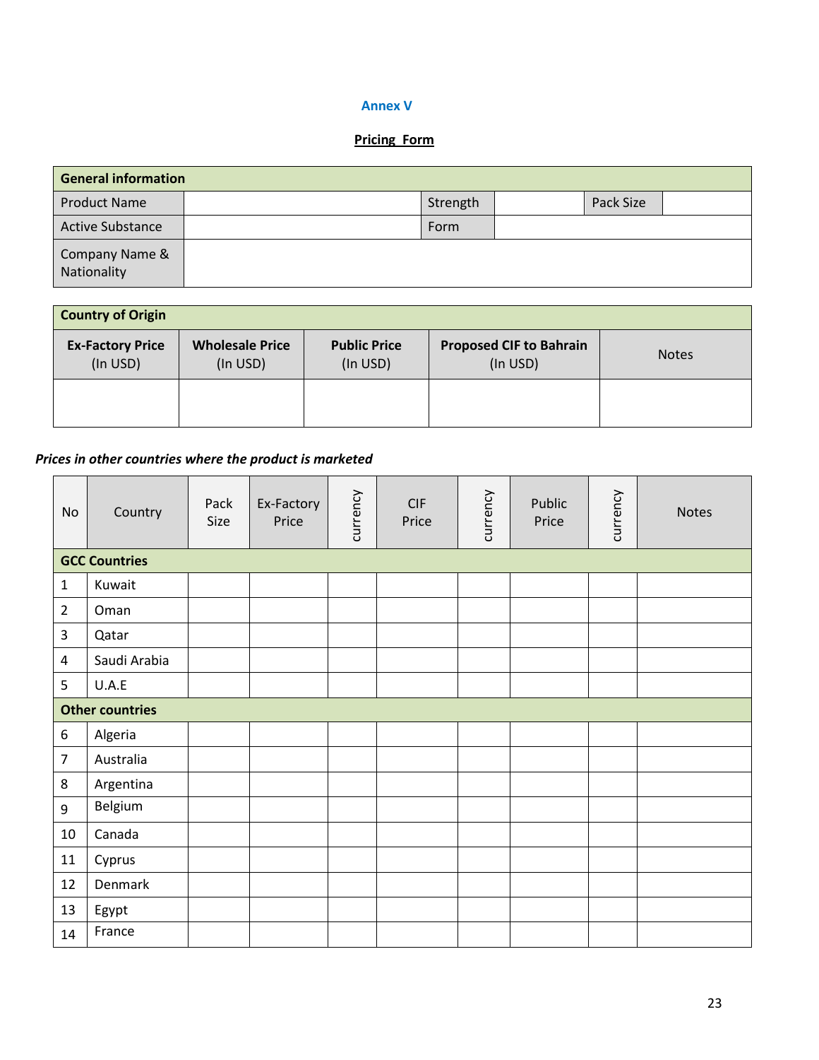**Annex V**

**Pricing Form**

| General information | | | | | |
|---|---|---|---|---|---|
| Product Name | | Strength | | Pack Size | |
| Active Substance | | Form | | | |
| Company Name & Nationality | | | | | |

| Country of Origin | | | | |
|---|---|---|---|---|
| **Ex-Factory Price** (In USD) | **Wholesale Price** (In USD) | **Public Price** (In USD) | **Proposed CIF to Bahrain** (In USD) | Notes |
| | | | | |

***Prices in other countries where the product is marketed***

| No | Country | Pack Size | Ex-Factory Price | currency | CIF Price | currency | Public Price | currency | Notes |
|---|---|---|---|---|---|---|---|---|---|
| **GCC Countries** | | | | | | | | | |
| 1 | Kuwait | | | | | | | | |
| 2 | Oman | | | | | | | | |
| 3 | Qatar | | | | | | | | |
| 4 | Saudi Arabia | | | | | | | | |
| 5 | U.A.E | | | | | | | | |
| **Other countries** | | | | | | | | | |
| 6 | Algeria | | | | | | | | |
| 7 | Australia | | | | | | | | |
| 8 | Argentina | | | | | | | | |
| 9 | Belgium | | | | | | | | |
| 10 | Canada | | | | | | | | |
| 11 | Cyprus | | | | | | | | |
| 12 | Denmark | | | | | | | | |
| 13 | Egypt | | | | | | | | |
| 14 | France | | | | | | | | |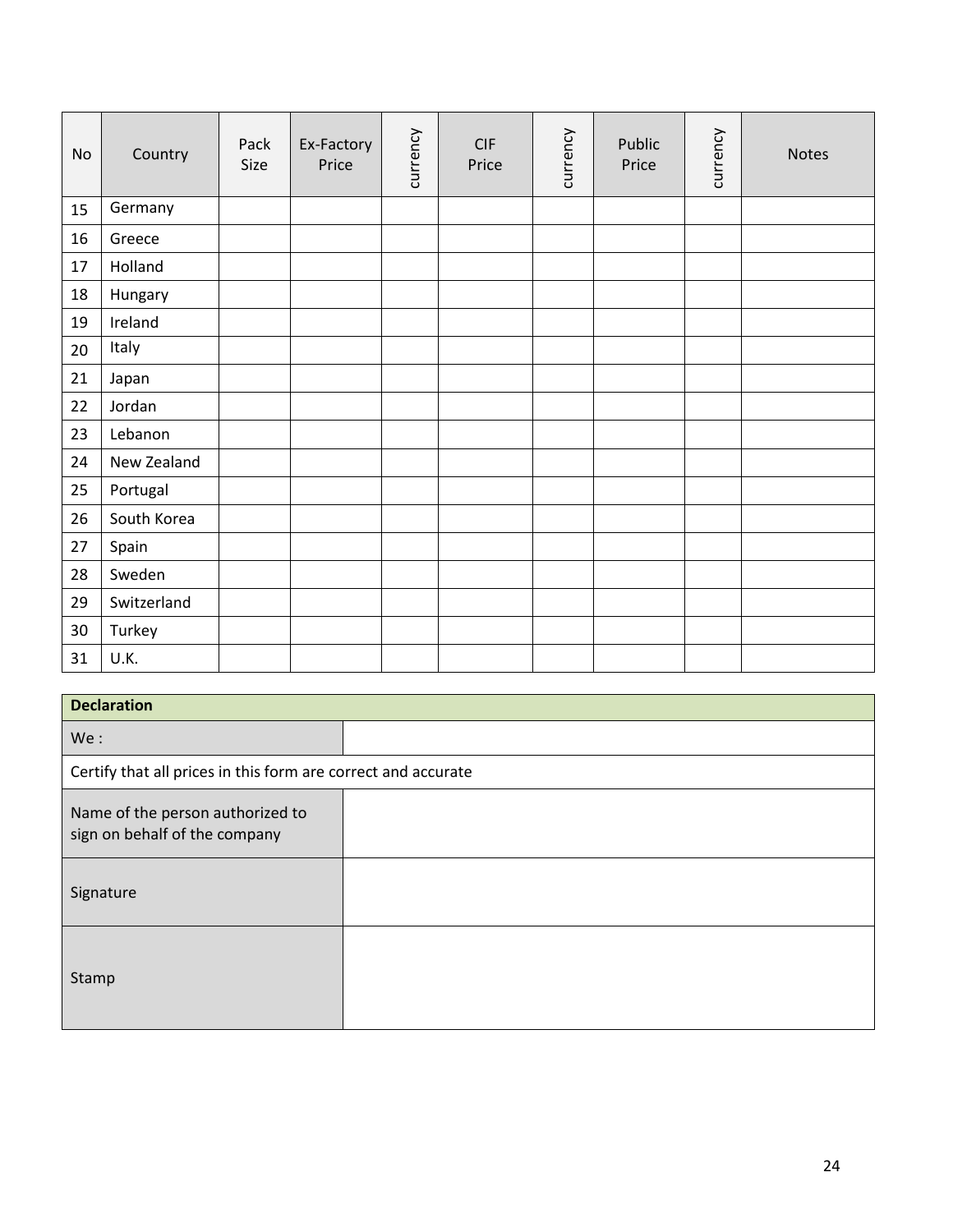| No | Country | Pack Size | Ex-Factory Price | currency | CIF Price | currency | Public Price | currency | Notes |
|---|---|---|---|---|---|---|---|---|---|
| 15 | Germany | | | | | | | | |
| 16 | Greece | | | | | | | | |
| 17 | Holland | | | | | | | | |
| 18 | Hungary | | | | | | | | |
| 19 | Ireland | | | | | | | | |
| 20 | Italy | | | | | | | | |
| 21 | Japan | | | | | | | | |
| 22 | Jordan | | | | | | | | |
| 23 | Lebanon | | | | | | | | |
| 24 | New Zealand | | | | | | | | |
| 25 | Portugal | | | | | | | | |
| 26 | South Korea | | | | | | | | |
| 27 | Spain | | | | | | | | |
| 28 | Sweden | | | | | | | | |
| 29 | Switzerland | | | | | | | | |
| 30 | Turkey | | | | | | | | |
| 31 | U.K. | | | | | | | | |

| **Declaration** | |
|---|---|
| We : | |
| Certify that all prices in this form are correct and accurate | |
| Name of the person authorized to sign on behalf of the company | |
| Signature | |
| Stamp | |